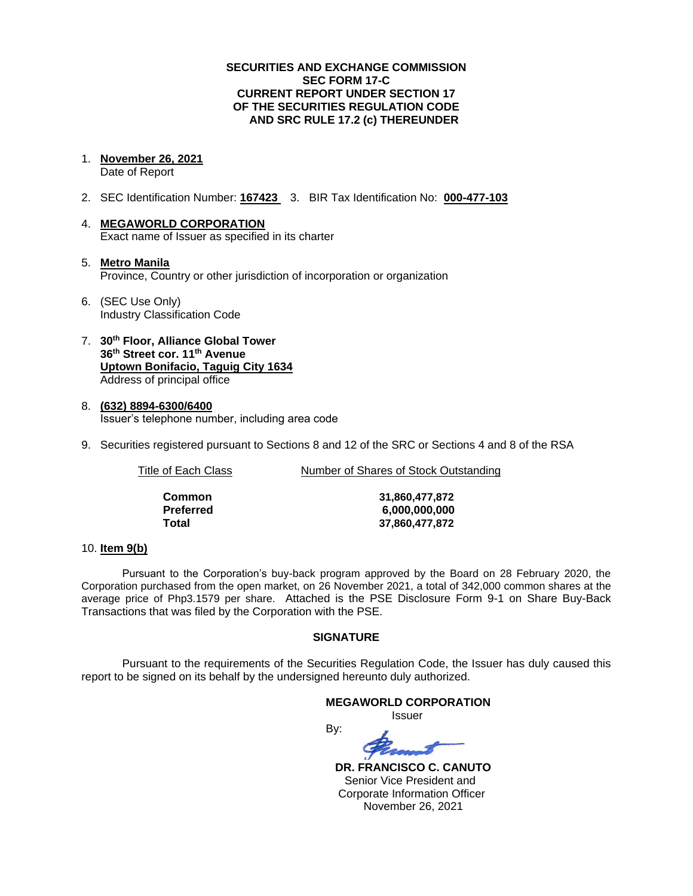**SECURITIES AND EXCHANGE COMMISSION**
**SEC FORM 17-C**
**CURRENT REPORT UNDER SECTION 17**
**OF THE SECURITIES REGULATION CODE**
**AND SRC RULE 17.2 (c) THEREUNDER**

1. **November 26, 2021**
   Date of Report

2. SEC Identification Number: **167423** 3. BIR Tax Identification No: **000-477-103**

4. **MEGAWORLD CORPORATION**
   Exact name of Issuer as specified in its charter

5. **Metro Manila**
   Province, Country or other jurisdiction of incorporation or organization

6. (SEC Use Only)
   Industry Classification Code

7. **30th Floor, Alliance Global Tower**
   **36th Street cor. 11th Avenue**
   **Uptown Bonifacio, Taguig City 1634**
   Address of principal office

8. **(632) 8894-6300/6400**
   Issuer's telephone number, including area code

9. Securities registered pursuant to Sections 8 and 12 of the SRC or Sections 4 and 8 of the RSA

| Title of Each Class | Number of Shares of Stock Outstanding |
|---|---|
| **Common** | **31,860,477,872** |
| **Preferred** | **6,000,000,000** |
| **Total** | **37,860,477,872** |

10. **Item 9(b)**

Pursuant to the Corporation's buy-back program approved by the Board on 28 February 2020, the Corporation purchased from the open market, on 26 November 2021, a total of 342,000 common shares at the average price of Php3.1579 per share. Attached is the PSE Disclosure Form 9-1 on Share Buy-Back Transactions that was filed by the Corporation with the PSE.

**SIGNATURE**

Pursuant to the requirements of the Securities Regulation Code, the Issuer has duly caused this report to be signed on its behalf by the undersigned hereunto duly authorized.

**MEGAWORLD CORPORATION**
Issuer

By:

**DR. FRANCISCO C. CANUTO**
Senior Vice President and
Corporate Information Officer
November 26, 2021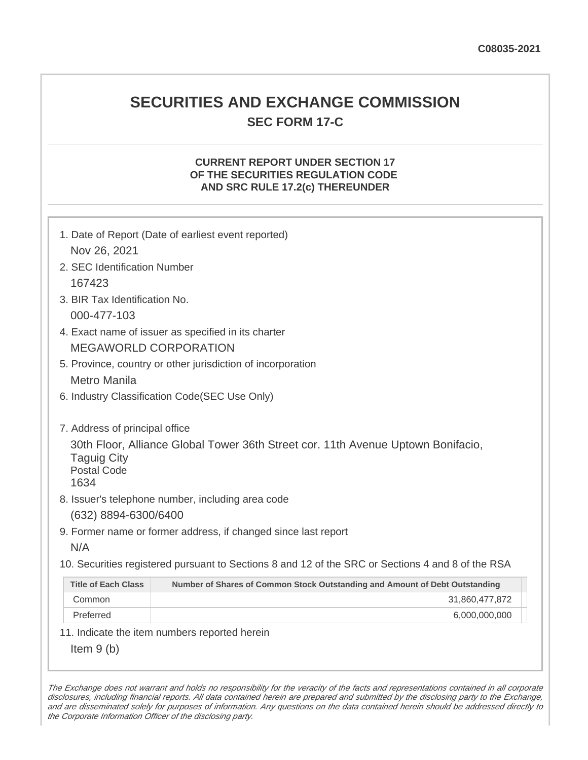C08035-2021

# SECURITIES AND EXCHANGE COMMISSION

## SEC FORM 17-C

### CURRENT REPORT UNDER SECTION 17 OF THE SECURITIES REGULATION CODE AND SRC RULE 17.2(c) THEREUNDER

1. Date of Report (Date of earliest event reported)

   Nov 26, 2021

2. SEC Identification Number

   167423

3. BIR Tax Identification No.

   000-477-103

4. Exact name of issuer as specified in its charter

   MEGAWORLD CORPORATION

5. Province, country or other jurisdiction of incorporation

   Metro Manila

6. Industry Classification Code(SEC Use Only)

7. Address of principal office

   30th Floor, Alliance Global Tower 36th Street cor. 11th Avenue Uptown Bonifacio, Taguig City

   Postal Code

   1634

8. Issuer's telephone number, including area code

   (632) 8894-6300/6400

9. Former name or former address, if changed since last report

   N/A

10. Securities registered pursuant to Sections 8 and 12 of the SRC or Sections 4 and 8 of the RSA

| Title of Each Class | Number of Shares of Common Stock Outstanding and Amount of Debt Outstanding |
|---|---|
| Common | 31,860,477,872 |
| Preferred | 6,000,000,000 |

11. Indicate the item numbers reported herein

   Item 9 (b)

*The Exchange does not warrant and holds no responsibility for the veracity of the facts and representations contained in all corporate disclosures, including financial reports. All data contained herein are prepared and submitted by the disclosing party to the Exchange, and are disseminated solely for purposes of information. Any questions on the data contained herein should be addressed directly to the Corporate Information Officer of the disclosing party.*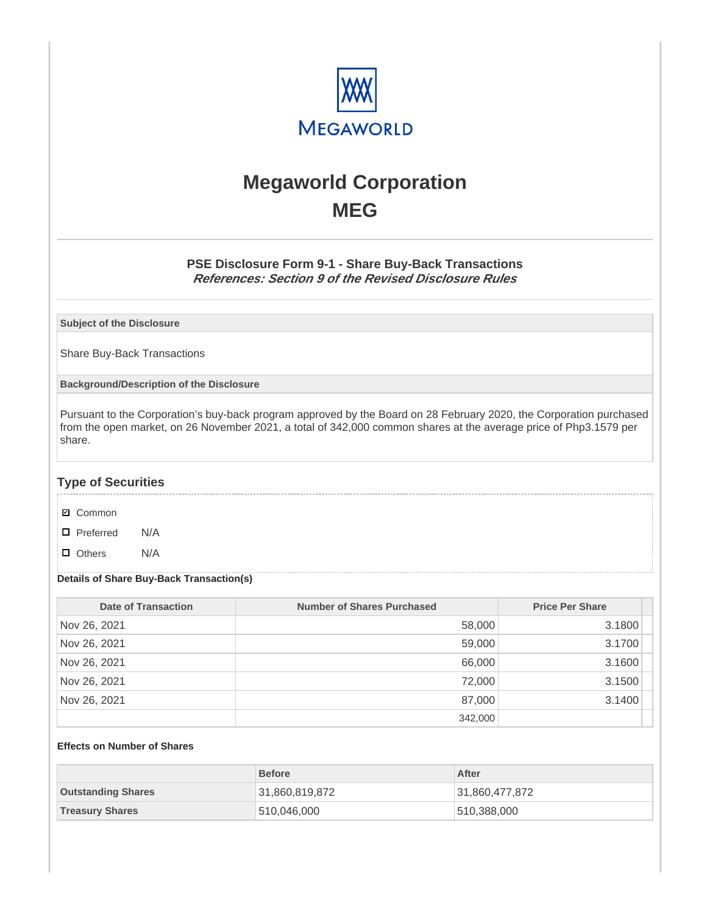MEGAWORLD

# Megaworld Corporation
# MEG

### PSE Disclosure Form 9-1 - Share Buy-Back Transactions
***References: Section 9 of the Revised Disclosure Rules***

**Subject of the Disclosure**

Share Buy-Back Transactions

**Background/Description of the Disclosure**

Pursuant to the Corporation's buy-back program approved by the Board on 28 February 2020, the Corporation purchased from the open market, on 26 November 2021, a total of 342,000 common shares at the average price of Php3.1579 per share.

## Type of Securities

- ☑ Common
- ☐ Preferred N/A
- ☐ Others N/A

**Details of Share Buy-Back Transaction(s)**

| Date of Transaction | Number of Shares Purchased | Price Per Share |
|---|---|---|
| Nov 26, 2021 | 58,000 | 3.1800 |
| Nov 26, 2021 | 59,000 | 3.1700 |
| Nov 26, 2021 | 66,000 | 3.1600 |
| Nov 26, 2021 | 72,000 | 3.1500 |
| Nov 26, 2021 | 87,000 | 3.1400 |
| | 342,000 | |

**Effects on Number of Shares**

| | Before | After |
|---|---|---|
| **Outstanding Shares** | 31,860,819,872 | 31,860,477,872 |
| **Treasury Shares** | 510,046,000 | 510,388,000 |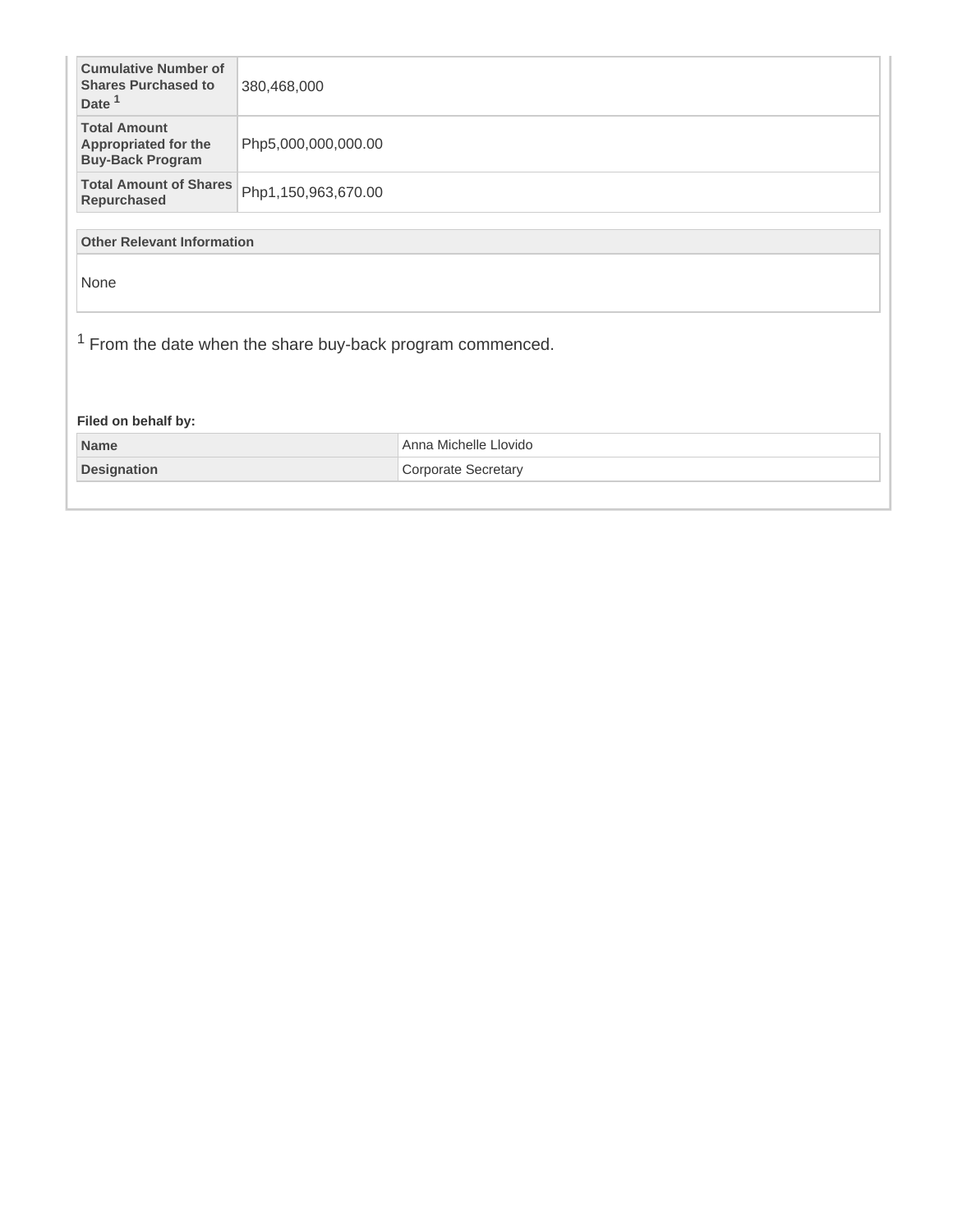| | |
|---|---|
| **Cumulative Number of Shares Purchased to Date** [1] | 380,468,000 |
| **Total Amount Appropriated for the Buy-Back Program** | Php5,000,000,000.00 |
| **Total Amount of Shares Repurchased** | Php1,150,963,670.00 |

| **Other Relevant Information** |
|---|
| None |

[1] From the date when the share buy-back program commenced.

**Filed on behalf by:**

| | |
|---|---|
| **Name** | Anna Michelle Llovido |
| **Designation** | Corporate Secretary |